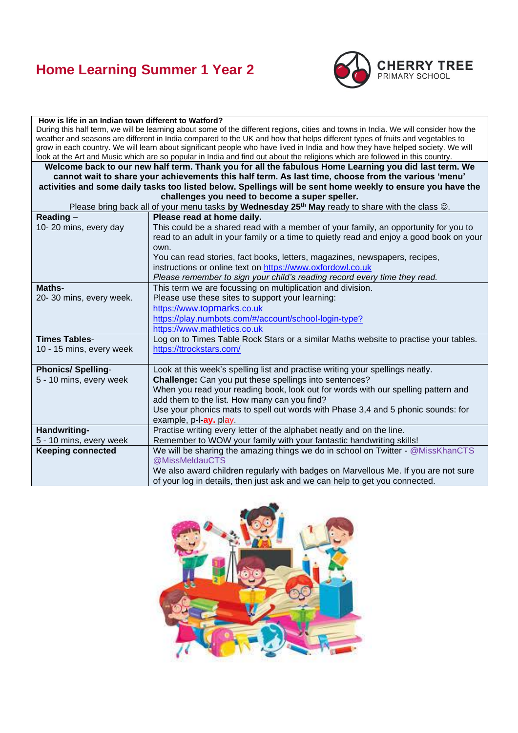# Home Learning Summer 1 Year 2

CHERRY TREE PRIMARY SCHOOL

**How is life in an Indian town different to Watford?**

During this half term, we will be learning about some of the different regions, cities and towns in India. We will consider how the weather and seasons are different in India compared to the UK and how that helps different types of fruits and vegetables to grow in each country. We will learn about significant people who have lived in India and how they have helped society. We will look at the Art and Music which are so popular in India and find out about the religions which are followed in this country.

**Welcome back to our new half term. Thank you for all the fabulous Home Learning you did last term. We cannot wait to share your achievements this half term. As last time, choose from the various 'menu' activities and some daily tasks too listed below. Spellings will be sent home weekly to ensure you have the challenges you need to become a super speller.**

Please bring back all of your menu tasks **by Wednesday 25th May** ready to share with the class ☺.

| | |
|---|---|
| **Reading** – 10- 20 mins, every day | **Please read at home daily.** This could be a shared read with a member of your family, an opportunity for you to read to an adult in your family or a time to quietly read and enjoy a good book on your own. You can read stories, fact books, letters, magazines, newspapers, recipes, instructions or online text on https://www.oxfordowl.co.uk *Please remember to sign your child's reading record every time they read.* |
| **Maths**- 20- 30 mins, every week. | This term we are focussing on multiplication and division. Please use these sites to support your learning: https://www.topmarks.co.uk https://play.numbots.com/#/account/school-login-type? https://www.mathletics.co.uk |
| **Times Tables**- 10 - 15 mins, every week | Log on to Times Table Rock Stars or a similar Maths website to practise your tables. https://ttrockstars.com/ |
| **Phonics/ Spelling**- 5 - 10 mins, every week | Look at this week's spelling list and practise writing your spellings neatly. **Challenge:** Can you put these spellings into sentences? When you read your reading book, look out for words with our spelling pattern and add them to the list. How many can you find? Use your phonics mats to spell out words with Phase 3,4 and 5 phonic sounds: for example, p-l-**ay.** play. |
| **Handwriting**- 5 - 10 mins, every week | Practise writing every letter of the alphabet neatly and on the line. Remember to WOW your family with your fantastic handwriting skills! |
| **Keeping connected** | We will be sharing the amazing things we do in school on Twitter - @MissKhanCTS @MissMeldauCTS We also award children regularly with badges on Marvellous Me. If you are not sure of your log in details, then just ask and we can help to get you connected. |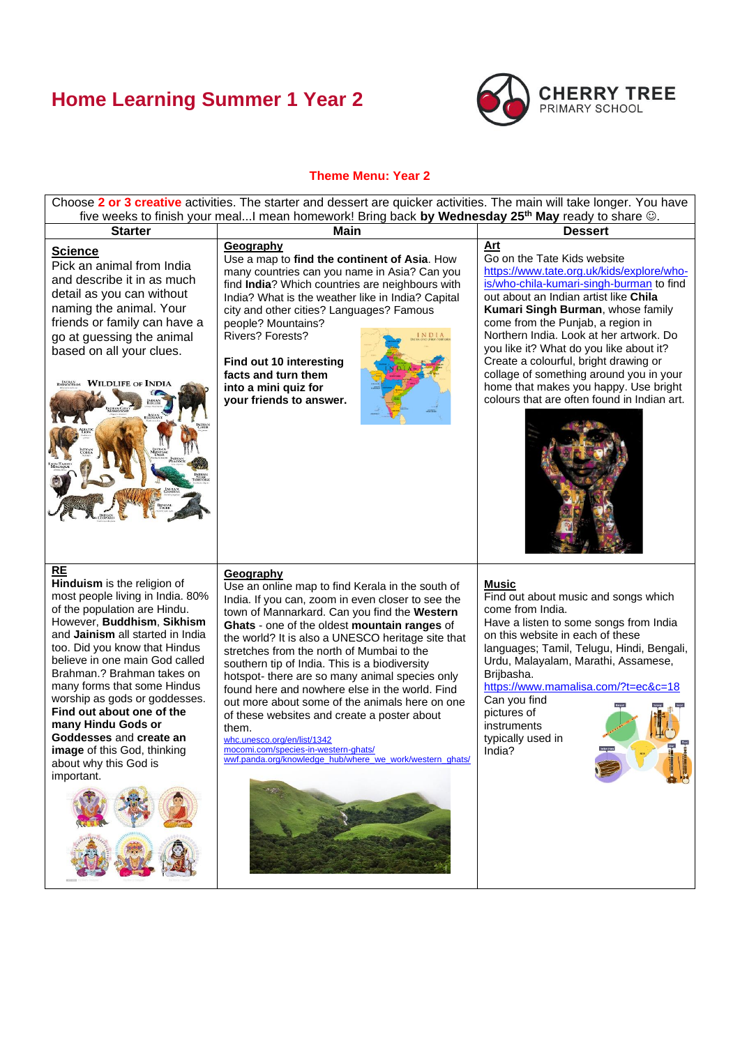# Home Learning Summer 1 Year 2

CHERRY TREE PRIMARY SCHOOL

**Theme Menu: Year 2**

Choose **2 or 3 creative** activities. The starter and dessert are quicker activities. The main will take longer. You have five weeks to finish your meal...I mean homework! Bring back **by Wednesday 25th May** ready to share ☺.

| Starter | Main | Dessert |
|---|---|---|
| **Science**<br>Pick an animal from India and describe it in as much detail as you can without naming the animal. Your friends or family can have a go at guessing the animal based on all your clues. | **Geography**<br>Use a map to **find the continent of Asia**. How many countries can you name in Asia? Can you find **India**? Which countries are neighbours with India? What is the weather like in India? Capital city and other cities? Languages? Famous people? Mountains? Rivers? Forests?<br><br>**Find out 10 interesting facts and turn them into a mini quiz for your friends to answer.** | **Art**<br>Go on the Tate Kids website https://www.tate.org.uk/kids/explore/who-is/who-chila-kumari-singh-burman to find out about an Indian artist like **Chila Kumari Singh Burman**, whose family come from the Punjab, a region in Northern India. Look at her artwork. Do you like it? What do you like about it? Create a colourful, bright drawing or collage of something around you in your home that makes you happy. Use bright colours that are often found in Indian art. |
| **RE**<br>**Hinduism** is the religion of most people living in India. 80% of the population are Hindu. However, **Buddhism**, **Sikhism** and **Jainism** all started in India too. Did you know that Hindus believe in one main God called Brahman.? Brahman takes on many forms that some Hindus worship as gods or goddesses. **Find out about one of the many Hindu Gods or Goddesses** and **create an image** of this God, thinking about why this God is important. | **Geography**<br>Use an online map to find Kerala in the south of India. If you can, zoom in even closer to see the town of Mannarkard. Can you find the **Western Ghats** - one of the oldest **mountain ranges** of the world? It is also a UNESCO heritage site that stretches from the north of Mumbai to the southern tip of India. This is a biodiversity hotspot- there are so many animal species only found here and nowhere else in the world. Find out more about some of the animals here on one of these websites and create a poster about them.<br>whc.unesco.org/en/list/1342<br>mocomi.com/species-in-western-ghats/<br>wwf.panda.org/knowledge_hub/where_we_work/western_ghats/ | **Music**<br>Find out about music and songs which come from India.<br>Have a listen to some songs from India on this website in each of these languages; Tamil, Telugu, Hindi, Bengali, Urdu, Malayalam, Marathi, Assamese, Brijbasha.<br>https://www.mamalisa.com/?t=ec&c=18<br>Can you find pictures of instruments typically used in India? |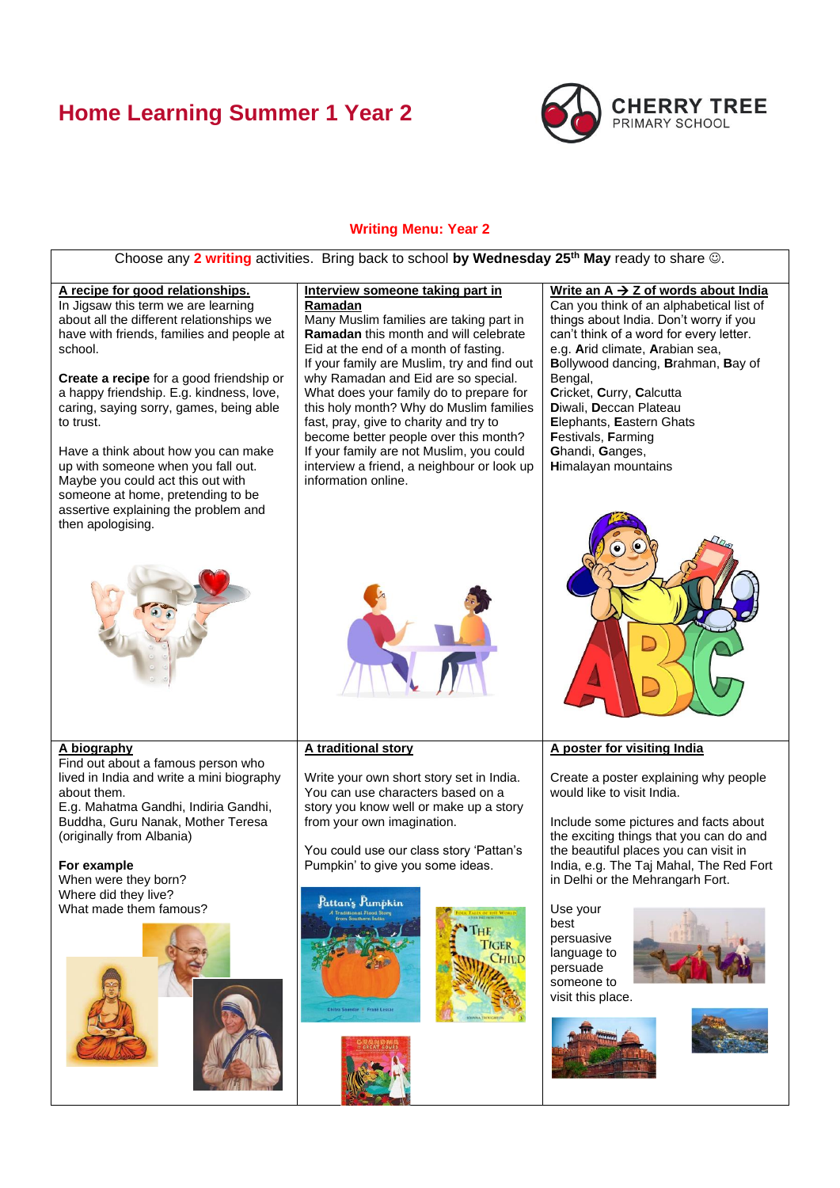# Home Learning Summer 1 Year 2

CHERRY TREE
PRIMARY SCHOOL

## Writing Menu: Year 2

Choose any **2 writing** activities. Bring back to school **by Wednesday 25th May** ready to share ☺.

### A recipe for good relationships.

In Jigsaw this term we are learning about all the different relationships we have with friends, families and people at school.

**Create a recipe** for a good friendship or a happy friendship. E.g. kindness, love, caring, saying sorry, games, being able to trust.

Have a think about how you can make up with someone when you fall out. Maybe you could act this out with someone at home, pretending to be assertive explaining the problem and then apologising.

### Interview someone taking part in Ramadan

Many Muslim families are taking part in **Ramadan** this month and will celebrate Eid at the end of a month of fasting. If your family are Muslim, try and find out why Ramadan and Eid are so special. What does your family do to prepare for this holy month? Why do Muslim families fast, pray, give to charity and try to become better people over this month? If your family are not Muslim, you could interview a friend, a neighbour or look up information online.

### Write an A → Z of words about India

Can you think of an alphabetical list of things about India. Don't worry if you can't think of a word for every letter.
e.g. **A**rid climate, **A**rabian sea,
**B**ollywood dancing, **B**rahman, **B**ay of Bengal,
**C**ricket, **C**urry, **C**alcutta
**D**iwali, **D**eccan Plateau
**E**lephants, **E**astern Ghats
**F**estivals, **F**arming
**G**handi, **G**anges,
**H**imalayan mountains

### A biography

Find out about a famous person who lived in India and write a mini biography about them.
E.g. Mahatma Gandhi, Indiria Gandhi, Buddha, Guru Nanak, Mother Teresa (originally from Albania)

**For example**
When were they born?
Where did they live?
What made them famous?

### A traditional story

Write your own short story set in India. You can use characters based on a story you know well or make up a story from your own imagination.

You could use our class story 'Pattan's Pumpkin' to give you some ideas.

### A poster for visiting India

Create a poster explaining why people would like to visit India.

Include some pictures and facts about the exciting things that you can do and the beautiful places you can visit in India, e.g. The Taj Mahal, The Red Fort in Delhi or the Mehrangarh Fort.

Use your best persuasive language to persuade someone to visit this place.